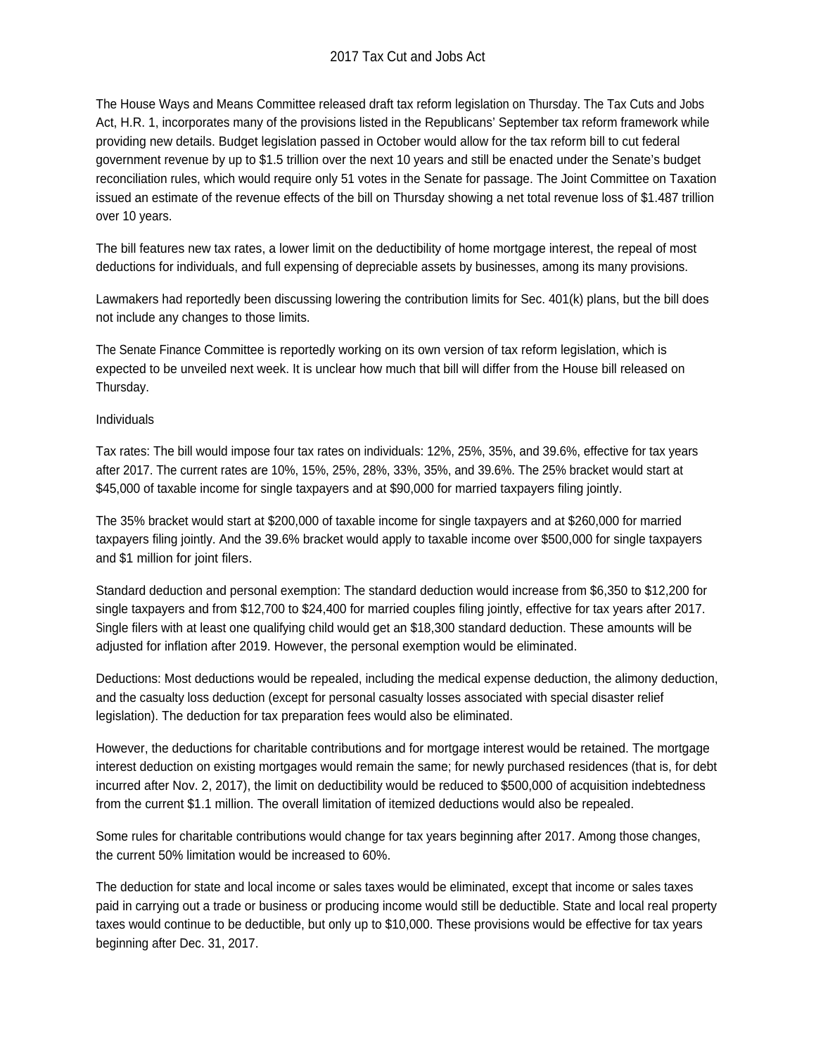# 2017 Tax Cut and Jobs Act

The House Ways and Means Committee released draft tax reform legislation on Thursday. The Tax Cuts and Jobs Act, H.R. 1, incorporates many of the provisions listed in the Republicans' September tax reform framework while providing new details. Budget legislation passed in October would allow for the tax reform bill to cut federal government revenue by up to $1.5 trillion over the next 10 years and still be enacted under the Senate's budget reconciliation rules, which would require only 51 votes in the Senate for passage. The Joint Committee on Taxation issued an estimate of the revenue effects of the bill on Thursday showing a net total revenue loss of $1.487 trillion over 10 years.

The bill features new tax rates, a lower limit on the deductibility of home mortgage interest, the repeal of most deductions for individuals, and full expensing of depreciable assets by businesses, among its many provisions.

Lawmakers had reportedly been discussing lowering the contribution limits for Sec. 401(k) plans, but the bill does not include any changes to those limits.

The Senate Finance Committee is reportedly working on its own version of tax reform legislation, which is expected to be unveiled next week. It is unclear how much that bill will differ from the House bill released on Thursday.

## Individuals

Tax rates: The bill would impose four tax rates on individuals: 12%, 25%, 35%, and 39.6%, effective for tax years after 2017. The current rates are 10%, 15%, 25%, 28%, 33%, 35%, and 39.6%. The 25% bracket would start at $45,000 of taxable income for single taxpayers and at $90,000 for married taxpayers filing jointly.

The 35% bracket would start at $200,000 of taxable income for single taxpayers and at $260,000 for married taxpayers filing jointly. And the 39.6% bracket would apply to taxable income over $500,000 for single taxpayers and $1 million for joint filers.

Standard deduction and personal exemption: The standard deduction would increase from $6,350 to $12,200 for single taxpayers and from $12,700 to $24,400 for married couples filing jointly, effective for tax years after 2017. Single filers with at least one qualifying child would get an $18,300 standard deduction. These amounts will be adjusted for inflation after 2019. However, the personal exemption would be eliminated.

Deductions: Most deductions would be repealed, including the medical expense deduction, the alimony deduction, and the casualty loss deduction (except for personal casualty losses associated with special disaster relief legislation). The deduction for tax preparation fees would also be eliminated.

However, the deductions for charitable contributions and for mortgage interest would be retained. The mortgage interest deduction on existing mortgages would remain the same; for newly purchased residences (that is, for debt incurred after Nov. 2, 2017), the limit on deductibility would be reduced to $500,000 of acquisition indebtedness from the current $1.1 million. The overall limitation of itemized deductions would also be repealed.

Some rules for charitable contributions would change for tax years beginning after 2017. Among those changes, the current 50% limitation would be increased to 60%.

The deduction for state and local income or sales taxes would be eliminated, except that income or sales taxes paid in carrying out a trade or business or producing income would still be deductible. State and local real property taxes would continue to be deductible, but only up to $10,000. These provisions would be effective for tax years beginning after Dec. 31, 2017.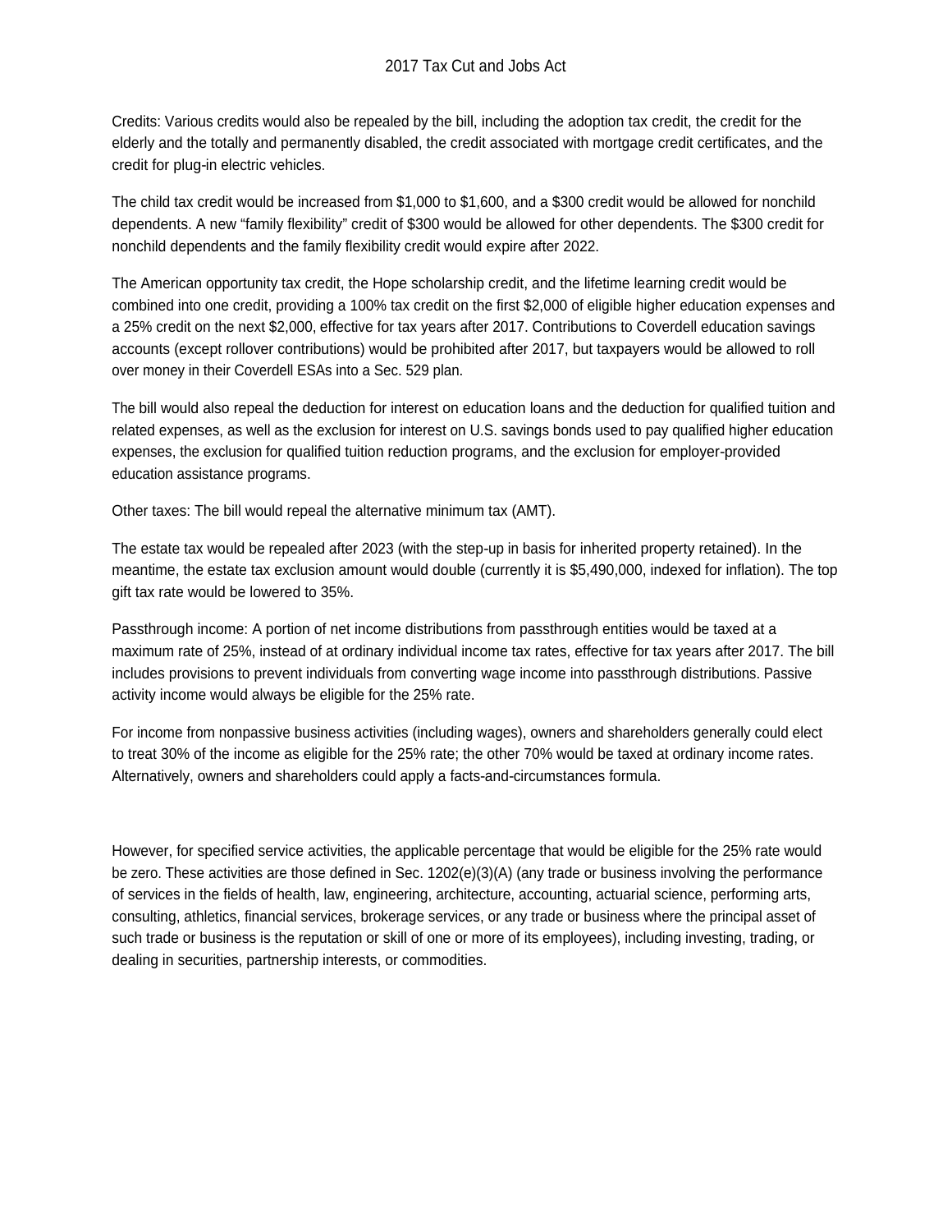Credits: Various credits would also be repealed by the bill, including the adoption tax credit, the credit for the elderly and the totally and permanently disabled, the credit associated with mortgage credit certificates, and the credit for plug-in electric vehicles.

The child tax credit would be increased from $1,000 to $1,600, and a $300 credit would be allowed for nonchild dependents. A new “family flexibility” credit of $300 would be allowed for other dependents. The $300 credit for nonchild dependents and the family flexibility credit would expire after 2022.

The American opportunity tax credit, the Hope scholarship credit, and the lifetime learning credit would be combined into one credit, providing a 100% tax credit on the first $2,000 of eligible higher education expenses and a 25% credit on the next $2,000, effective for tax years after 2017. Contributions to Coverdell education savings accounts (except rollover contributions) would be prohibited after 2017, but taxpayers would be allowed to roll over money in their Coverdell ESAs into a Sec. 529 plan.

The bill would also repeal the deduction for interest on education loans and the deduction for qualified tuition and related expenses, as well as the exclusion for interest on U.S. savings bonds used to pay qualified higher education expenses, the exclusion for qualified tuition reduction programs, and the exclusion for employer-provided education assistance programs.

Other taxes: The bill would repeal the alternative minimum tax (AMT).

The estate tax would be repealed after 2023 (with the step-up in basis for inherited property retained). In the meantime, the estate tax exclusion amount would double (currently it is $5,490,000, indexed for inflation). The top gift tax rate would be lowered to 35%.

Passthrough income: A portion of net income distributions from passthrough entities would be taxed at a maximum rate of 25%, instead of at ordinary individual income tax rates, effective for tax years after 2017. The bill includes provisions to prevent individuals from converting wage income into passthrough distributions. Passive activity income would always be eligible for the 25% rate.

For income from nonpassive business activities (including wages), owners and shareholders generally could elect to treat 30% of the income as eligible for the 25% rate; the other 70% would be taxed at ordinary income rates. Alternatively, owners and shareholders could apply a facts-and-circumstances formula.

However, for specified service activities, the applicable percentage that would be eligible for the 25% rate would be zero. These activities are those defined in Sec. 1202(e)(3)(A) (any trade or business involving the performance of services in the fields of health, law, engineering, architecture, accounting, actuarial science, performing arts, consulting, athletics, financial services, brokerage services, or any trade or business where the principal asset of such trade or business is the reputation or skill of one or more of its employees), including investing, trading, or dealing in securities, partnership interests, or commodities.